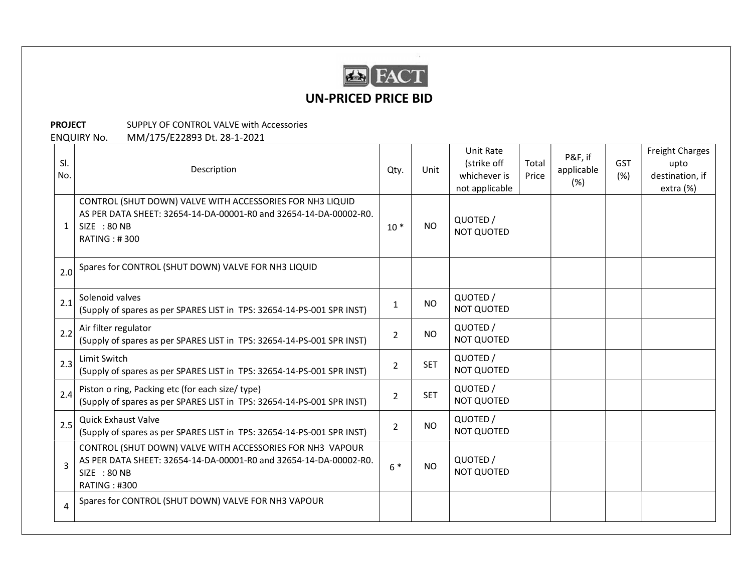FACT

# UN-PRICED PRICE BID

**PROJECT** SUPPLY OF CONTROL VALVE with Accessories

ENQUIRY No. MM/175/E22893 Dt. 28-1-2021

| Sl. No. | Description | Qty. | Unit | Unit Rate (strike off whichever is not applicable | Total Price | P&F, if applicable (%) | GST (%) | Freight Charges upto destination, if extra (%) |
|---|---|---|---|---|---|---|---|---|
| 1 | CONTROL (SHUT DOWN) VALVE WITH ACCESSORIES FOR NH3 LIQUID<br>AS PER DATA SHEET: 32654-14-DA-00001-R0 and 32654-14-DA-00002-R0.<br>SIZE : 80 NB<br>RATING : # 300 | 10 * | NO | QUOTED / NOT QUOTED | | | | |
| 2.0 | Spares for CONTROL (SHUT DOWN) VALVE FOR NH3 LIQUID | | | | | | | |
| 2.1 | Solenoid valves<br>(Supply of spares as per SPARES LIST in TPS: 32654-14-PS-001 SPR INST) | 1 | NO | QUOTED / NOT QUOTED | | | | |
| 2.2 | Air filter regulator<br>(Supply of spares as per SPARES LIST in TPS: 32654-14-PS-001 SPR INST) | 2 | NO | QUOTED / NOT QUOTED | | | | |
| 2.3 | Limit Switch<br>(Supply of spares as per SPARES LIST in TPS: 32654-14-PS-001 SPR INST) | 2 | SET | QUOTED / NOT QUOTED | | | | |
| 2.4 | Piston o ring, Packing etc (for each size/ type)<br>(Supply of spares as per SPARES LIST in TPS: 32654-14-PS-001 SPR INST) | 2 | SET | QUOTED / NOT QUOTED | | | | |
| 2.5 | Quick Exhaust Valve<br>(Supply of spares as per SPARES LIST in TPS: 32654-14-PS-001 SPR INST) | 2 | NO | QUOTED / NOT QUOTED | | | | |
| 3 | CONTROL (SHUT DOWN) VALVE WITH ACCESSORIES FOR NH3 VAPOUR<br>AS PER DATA SHEET: 32654-14-DA-00001-R0 and 32654-14-DA-00002-R0.<br>SIZE : 80 NB<br>RATING : #300 | 6 * | NO | QUOTED / NOT QUOTED | | | | |
| 4 | Spares for CONTROL (SHUT DOWN) VALVE FOR NH3 VAPOUR | | | | | | | |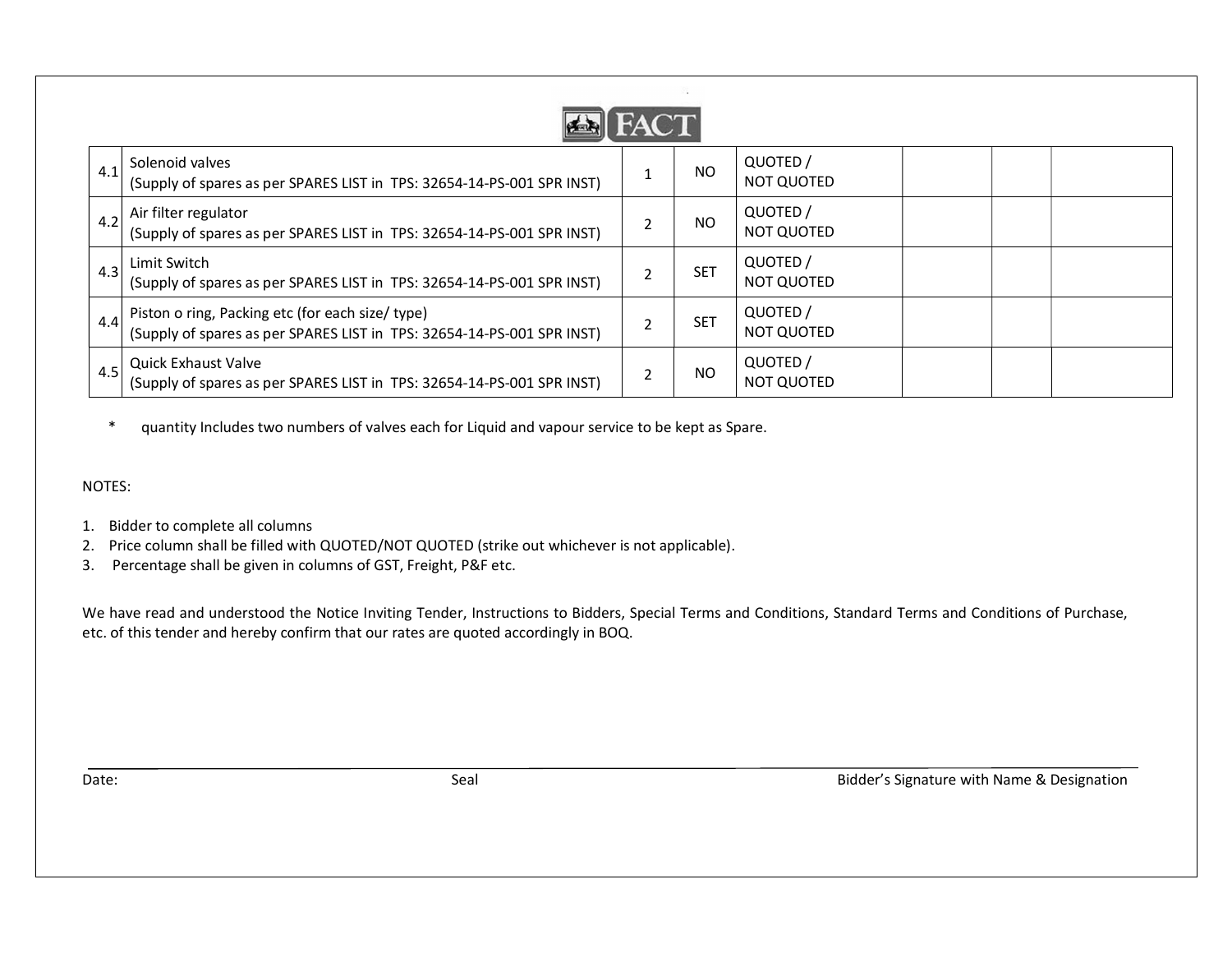| | | | | | | | |
|---|---|---|---|---|---|---|---|
| 4.1 | Solenoid valves<br>(Supply of spares as per SPARES LIST in TPS: 32654-14-PS-001 SPR INST) | 1 | NO | QUOTED / NOT QUOTED | | | |
| 4.2 | Air filter regulator<br>(Supply of spares as per SPARES LIST in TPS: 32654-14-PS-001 SPR INST) | 2 | NO | QUOTED / NOT QUOTED | | | |
| 4.3 | Limit Switch<br>(Supply of spares as per SPARES LIST in TPS: 32654-14-PS-001 SPR INST) | 2 | SET | QUOTED / NOT QUOTED | | | |
| 4.4 | Piston o ring, Packing etc (for each size/ type)<br>(Supply of spares as per SPARES LIST in TPS: 32654-14-PS-001 SPR INST) | 2 | SET | QUOTED / NOT QUOTED | | | |
| 4.5 | Quick Exhaust Valve<br>(Supply of spares as per SPARES LIST in TPS: 32654-14-PS-001 SPR INST) | 2 | NO | QUOTED / NOT QUOTED | | | |

\* quantity Includes two numbers of valves each for Liquid and vapour service to be kept as Spare.

NOTES:

1. Bidder to complete all columns
2. Price column shall be filled with QUOTED/NOT QUOTED (strike out whichever is not applicable).
3. Percentage shall be given in columns of GST, Freight, P&F etc.

We have read and understood the Notice Inviting Tender, Instructions to Bidders, Special Terms and Conditions, Standard Terms and Conditions of Purchase, etc. of this tender and hereby confirm that our rates are quoted accordingly in BOQ.

Date: Seal Bidder's Signature with Name & Designation